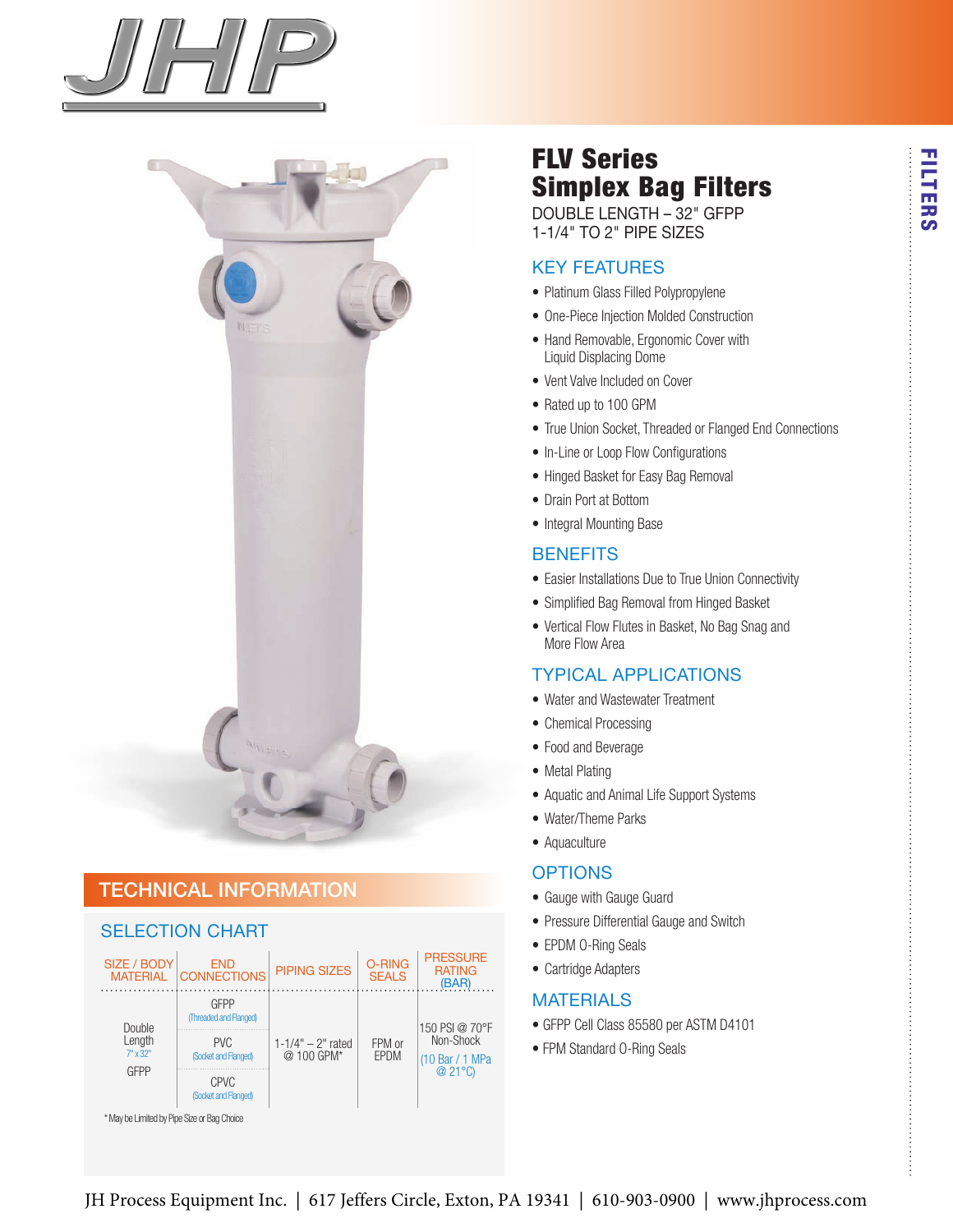# FLV Series Simplex Bag Filters

DOUBLE LENGTH – 32" GFPP
1-1/4" TO 2" PIPE SIZES

## KEY FEATURES

- Platinum Glass Filled Polypropylene
- One-Piece Injection Molded Construction
- Hand Removable, Ergonomic Cover with Liquid Displacing Dome
- Vent Valve Included on Cover
- Rated up to 100 GPM
- True Union Socket, Threaded or Flanged End Connections
- In-Line or Loop Flow Configurations
- Hinged Basket for Easy Bag Removal
- Drain Port at Bottom
- Integral Mounting Base

## BENEFITS

- Easier Installations Due to True Union Connectivity
- Simplified Bag Removal from Hinged Basket
- Vertical Flow Flutes in Basket, No Bag Snag and More Flow Area

## TYPICAL APPLICATIONS

- Water and Wastewater Treatment
- Chemical Processing
- Food and Beverage
- Metal Plating
- Aquatic and Animal Life Support Systems
- Water/Theme Parks
- Aquaculture

## OPTIONS

- Gauge with Gauge Guard
- Pressure Differential Gauge and Switch
- EPDM O-Ring Seals
- Cartridge Adapters

## MATERIALS

- GFPP Cell Class 85580 per ASTM D4101
- FPM Standard O-Ring Seals

## TECHNICAL INFORMATION

### SELECTION CHART

| SIZE / BODY MATERIAL | END CONNECTIONS | PIPING SIZES | O-RING SEALS | PRESSURE RATING (BAR) |
|---|---|---|---|---|
| Double Length 7" x 32" GFPP | GFPP (Threaded and Flanged) | 1-1/4" – 2" rated @ 100 GPM* | FPM or EPDM | 150 PSI @ 70°F Non-Shock (10 Bar / 1 MPa @ 21°C) |
| | PVC (Socket and Flanged) | | | |
| | CPVC (Socket and Flanged) | | | |

* May be Limited by Pipe Size or Bag Choice

JH Process Equipment Inc. | 617 Jeffers Circle, Exton, PA 19341 | 610-903-0900 | www.jhprocess.com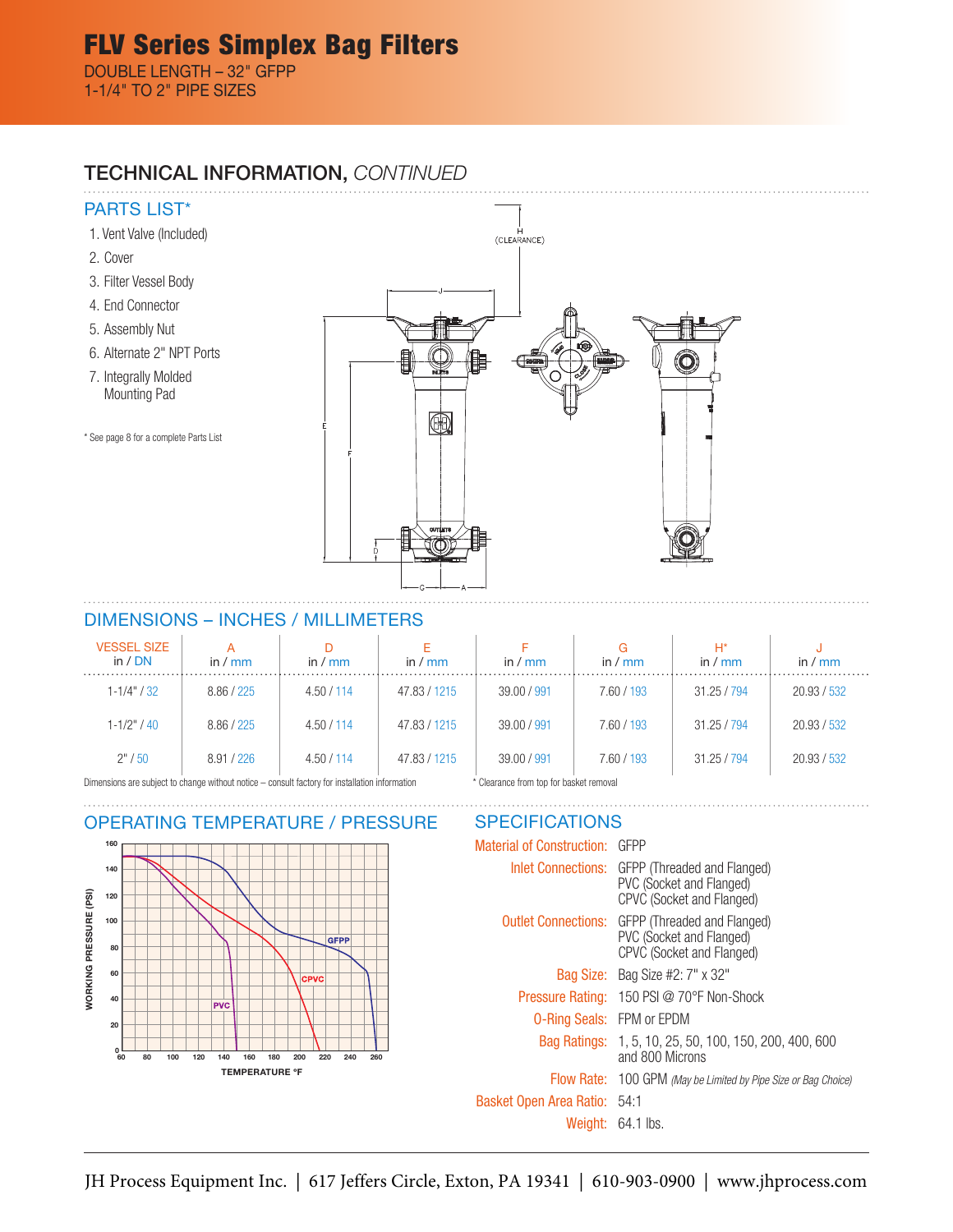# FLV Series Simplex Bag Filters

DOUBLE LENGTH – 32" GFPP
1-1/4" TO 2" PIPE SIZES

## TECHNICAL INFORMATION, *CONTINUED*

### PARTS LIST*

1. Vent Valve (Included)
2. Cover
3. Filter Vessel Body
4. End Connector
5. Assembly Nut
6. Alternate 2" NPT Ports
7. Integrally Molded Mounting Pad

\* See page 8 for a complete Parts List

H (CLEARANCE)
J
E
F
D
G
A
INLETS
OUTLETS

### DIMENSIONS – INCHES / MILLIMETERS

| VESSEL SIZE in / DN | A in / mm | D in / mm | E in / mm | F in / mm | G in / mm | H* in / mm | J in / mm |
|---|---|---|---|---|---|---|---|
| 1-1/4" / 32 | 8.86 / 225 | 4.50 / 114 | 47.83 / 1215 | 39.00 / 991 | 7.60 / 193 | 31.25 / 794 | 20.93 / 532 |
| 1-1/2" / 40 | 8.86 / 225 | 4.50 / 114 | 47.83 / 1215 | 39.00 / 991 | 7.60 / 193 | 31.25 / 794 | 20.93 / 532 |
| 2" / 50 | 8.91 / 226 | 4.50 / 114 | 47.83 / 1215 | 39.00 / 991 | 7.60 / 193 | 31.25 / 794 | 20.93 / 532 |

Dimensions are subject to change without notice – consult factory for installation information

\* Clearance from top for basket removal

### OPERATING TEMPERATURE / PRESSURE

WORKING PRESSURE (PSI)
160
140
120
100
80
60
40
20
0
60 80 100 120 140 160 180 200 220 240 260
TEMPERATURE °F
GFPP
CPVC
PVC

### SPECIFICATIONS

**Material of Construction:** GFPP

**Inlet Connections:** GFPP (Threaded and Flanged)
PVC (Socket and Flanged)
CPVC (Socket and Flanged)

**Outlet Connections:** GFPP (Threaded and Flanged)
PVC (Socket and Flanged)
CPVC (Socket and Flanged)

**Bag Size:** Bag Size #2: 7" x 32"

**Pressure Rating:** 150 PSI @ 70°F Non-Shock

**O-Ring Seals:** FPM or EPDM

**Bag Ratings:** 1, 5, 10, 25, 50, 100, 150, 200, 400, 600 and 800 Microns

**Flow Rate:** 100 GPM *(May be Limited by Pipe Size or Bag Choice)*

**Basket Open Area Ratio:** 54:1

**Weight:** 64.1 lbs.

JH Process Equipment Inc. | 617 Jeffers Circle, Exton, PA 19341 | 610-903-0900 | www.jhprocess.com